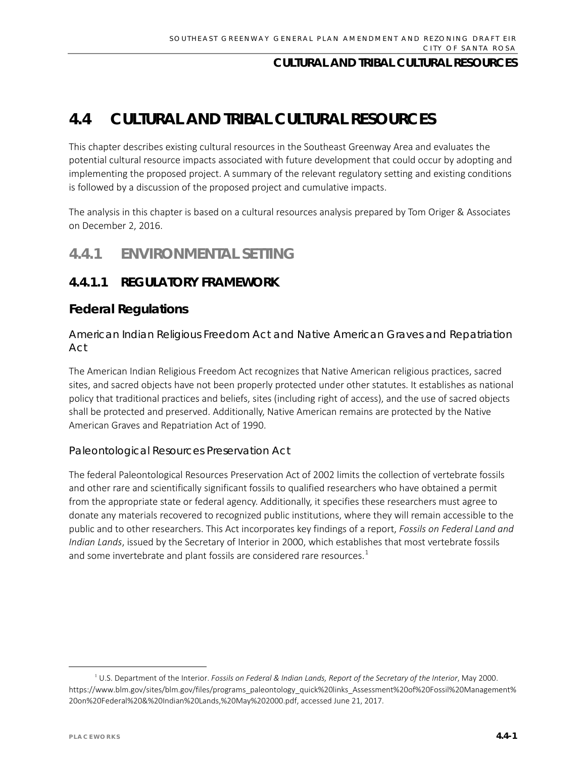# 4.4 CULTURAL AND TRIBAL CULTURAL RESOURCES

This chapter describes existing cultural resources in the Southeast Greenway Area and evaluates the potential cultural resource impacts associated with future development that could occur by adopting and implementing the proposed project. A summary of the relevant regulatory setting and existing conditions is followed by a discussion of the proposed project and cumulative impacts.

The analysis in this chapter is based on a cultural resources analysis prepared by Tom Origer & Associates on December 2, 2016.

## 4.4.1 ENVIRONMENTAL SETTING

### 4.4.1.1 REGULATORY FRAMEWORK

#### Federal Regulations

##### American Indian Religious Freedom Act and Native American Graves and Repatriation Act

The American Indian Religious Freedom Act recognizes that Native American religious practices, sacred sites, and sacred objects have not been properly protected under other statutes. It establishes as national policy that traditional practices and beliefs, sites (including right of access), and the use of sacred objects shall be protected and preserved. Additionally, Native American remains are protected by the Native American Graves and Repatriation Act of 1990.

##### Paleontological Resources Preservation Act

The federal Paleontological Resources Preservation Act of 2002 limits the collection of vertebrate fossils and other rare and scientifically significant fossils to qualified researchers who have obtained a permit from the appropriate state or federal agency. Additionally, it specifies these researchers must agree to donate any materials recovered to recognized public institutions, where they will remain accessible to the public and to other researchers. This Act incorporates key findings of a report, *Fossils on Federal Land and Indian Lands*, issued by the Secretary of Interior in 2000, which establishes that most vertebrate fossils and some invertebrate and plant fossils are considered rare resources.[1]

[1] U.S. Department of the Interior. *Fossils on Federal & Indian Lands, Report of the Secretary of the Interior*, May 2000. https://www.blm.gov/sites/blm.gov/files/programs_paleontology_quick%20links_Assessment%20of%20Fossil%20Management%20on%20Federal%20&%20Indian%20Lands,%20May%202000.pdf, accessed June 21, 2017.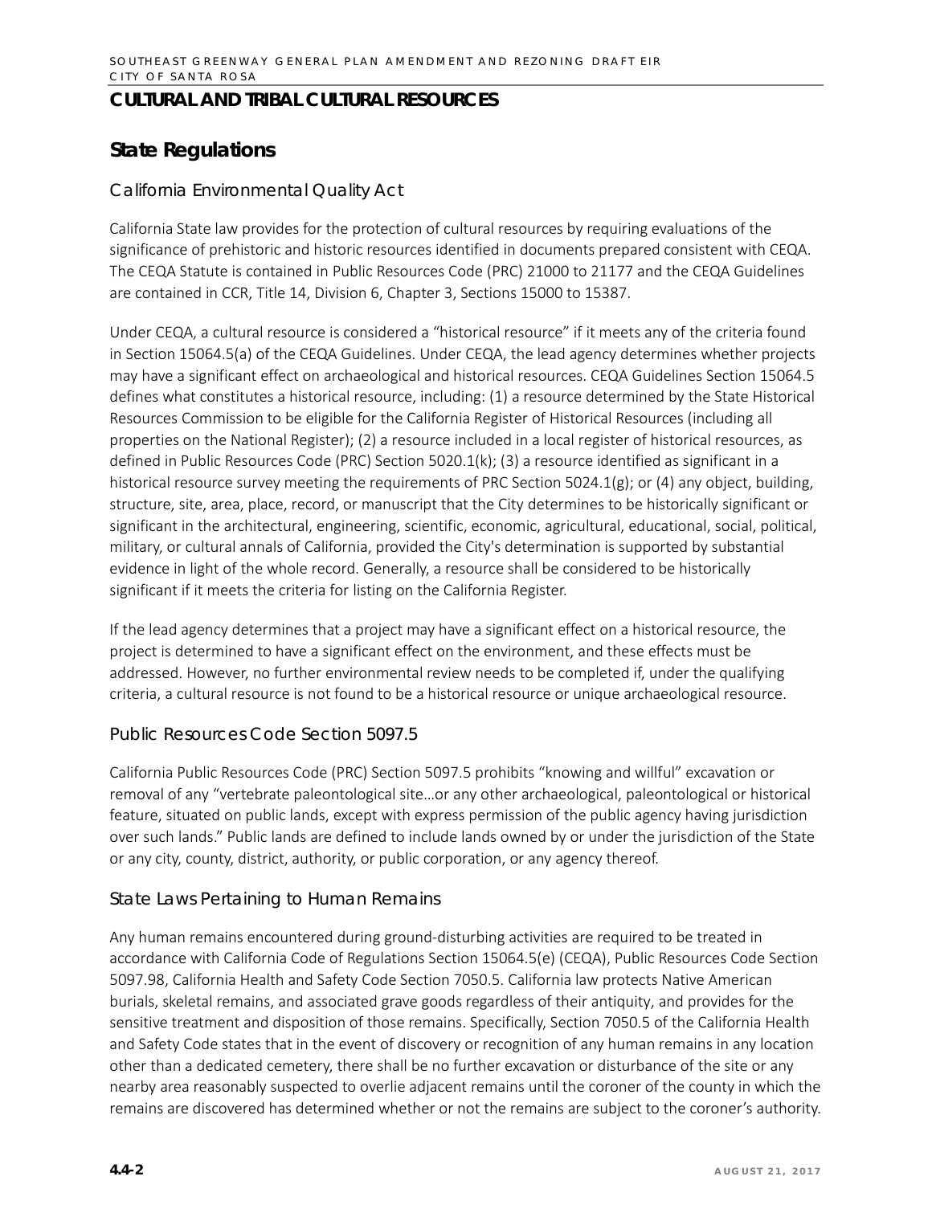## CULTURAL AND TRIBAL CULTURAL RESOURCES

## State Regulations

### California Environmental Quality Act

California State law provides for the protection of cultural resources by requiring evaluations of the significance of prehistoric and historic resources identified in documents prepared consistent with CEQA. The CEQA Statute is contained in Public Resources Code (PRC) 21000 to 21177 and the CEQA Guidelines are contained in CCR, Title 14, Division 6, Chapter 3, Sections 15000 to 15387.

Under CEQA, a cultural resource is considered a "historical resource" if it meets any of the criteria found in Section 15064.5(a) of the CEQA Guidelines. Under CEQA, the lead agency determines whether projects may have a significant effect on archaeological and historical resources. CEQA Guidelines Section 15064.5 defines what constitutes a historical resource, including: (1) a resource determined by the State Historical Resources Commission to be eligible for the California Register of Historical Resources (including all properties on the National Register); (2) a resource included in a local register of historical resources, as defined in Public Resources Code (PRC) Section 5020.1(k); (3) a resource identified as significant in a historical resource survey meeting the requirements of PRC Section 5024.1(g); or (4) any object, building, structure, site, area, place, record, or manuscript that the City determines to be historically significant or significant in the architectural, engineering, scientific, economic, agricultural, educational, social, political, military, or cultural annals of California, provided the City's determination is supported by substantial evidence in light of the whole record. Generally, a resource shall be considered to be historically significant if it meets the criteria for listing on the California Register.

If the lead agency determines that a project may have a significant effect on a historical resource, the project is determined to have a significant effect on the environment, and these effects must be addressed. However, no further environmental review needs to be completed if, under the qualifying criteria, a cultural resource is not found to be a historical resource or unique archaeological resource.

### Public Resources Code Section 5097.5

California Public Resources Code (PRC) Section 5097.5 prohibits "knowing and willful" excavation or removal of any "vertebrate paleontological site…or any other archaeological, paleontological or historical feature, situated on public lands, except with express permission of the public agency having jurisdiction over such lands." Public lands are defined to include lands owned by or under the jurisdiction of the State or any city, county, district, authority, or public corporation, or any agency thereof.

### State Laws Pertaining to Human Remains

Any human remains encountered during ground-disturbing activities are required to be treated in accordance with California Code of Regulations Section 15064.5(e) (CEQA), Public Resources Code Section 5097.98, California Health and Safety Code Section 7050.5. California law protects Native American burials, skeletal remains, and associated grave goods regardless of their antiquity, and provides for the sensitive treatment and disposition of those remains. Specifically, Section 7050.5 of the California Health and Safety Code states that in the event of discovery or recognition of any human remains in any location other than a dedicated cemetery, there shall be no further excavation or disturbance of the site or any nearby area reasonably suspected to overlie adjacent remains until the coroner of the county in which the remains are discovered has determined whether or not the remains are subject to the coroner's authority.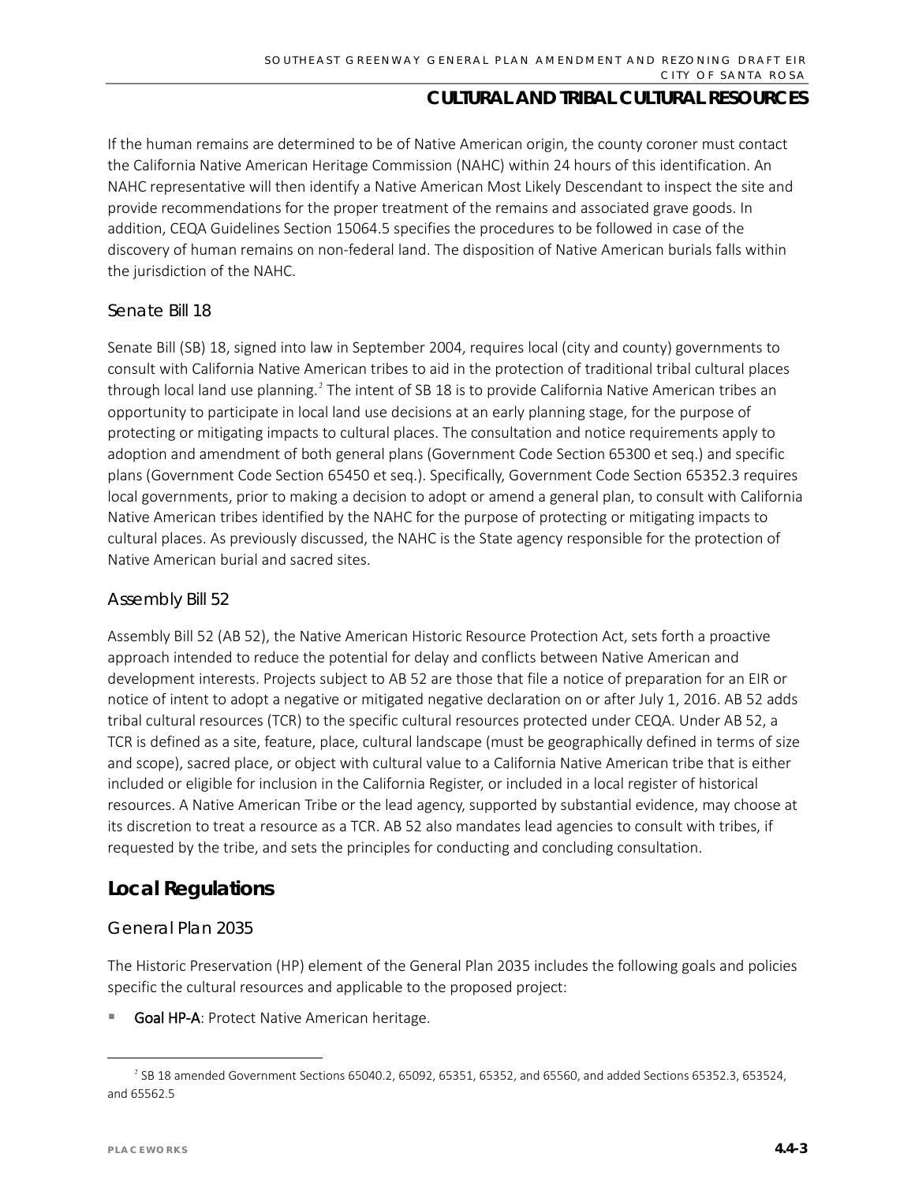If the human remains are determined to be of Native American origin, the county coroner must contact the California Native American Heritage Commission (NAHC) within 24 hours of this identification. An NAHC representative will then identify a Native American Most Likely Descendant to inspect the site and provide recommendations for the proper treatment of the remains and associated grave goods. In addition, CEQA Guidelines Section 15064.5 specifies the procedures to be followed in case of the discovery of human remains on non-federal land. The disposition of Native American burials falls within the jurisdiction of the NAHC.

### Senate Bill 18

Senate Bill (SB) 18, signed into law in September 2004, requires local (city and county) governments to consult with California Native American tribes to aid in the protection of traditional tribal cultural places through local land use planning.[2] The intent of SB 18 is to provide California Native American tribes an opportunity to participate in local land use decisions at an early planning stage, for the purpose of protecting or mitigating impacts to cultural places. The consultation and notice requirements apply to adoption and amendment of both general plans (Government Code Section 65300 et seq.) and specific plans (Government Code Section 65450 et seq.). Specifically, Government Code Section 65352.3 requires local governments, prior to making a decision to adopt or amend a general plan, to consult with California Native American tribes identified by the NAHC for the purpose of protecting or mitigating impacts to cultural places. As previously discussed, the NAHC is the State agency responsible for the protection of Native American burial and sacred sites.

### Assembly Bill 52

Assembly Bill 52 (AB 52), the Native American Historic Resource Protection Act, sets forth a proactive approach intended to reduce the potential for delay and conflicts between Native American and development interests. Projects subject to AB 52 are those that file a notice of preparation for an EIR or notice of intent to adopt a negative or mitigated negative declaration on or after July 1, 2016. AB 52 adds tribal cultural resources (TCR) to the specific cultural resources protected under CEQA. Under AB 52, a TCR is defined as a site, feature, place, cultural landscape (must be geographically defined in terms of size and scope), sacred place, or object with cultural value to a California Native American tribe that is either included or eligible for inclusion in the California Register, or included in a local register of historical resources. A Native American Tribe or the lead agency, supported by substantial evidence, may choose at its discretion to treat a resource as a TCR. AB 52 also mandates lead agencies to consult with tribes, if requested by the tribe, and sets the principles for conducting and concluding consultation.

## Local Regulations

### General Plan 2035

The Historic Preservation (HP) element of the General Plan 2035 includes the following goals and policies specific the cultural resources and applicable to the proposed project:

- **Goal HP-A**: Protect Native American heritage.

[2] SB 18 amended Government Sections 65040.2, 65092, 65351, 65352, and 65560, and added Sections 65352.3, 653524, and 65562.5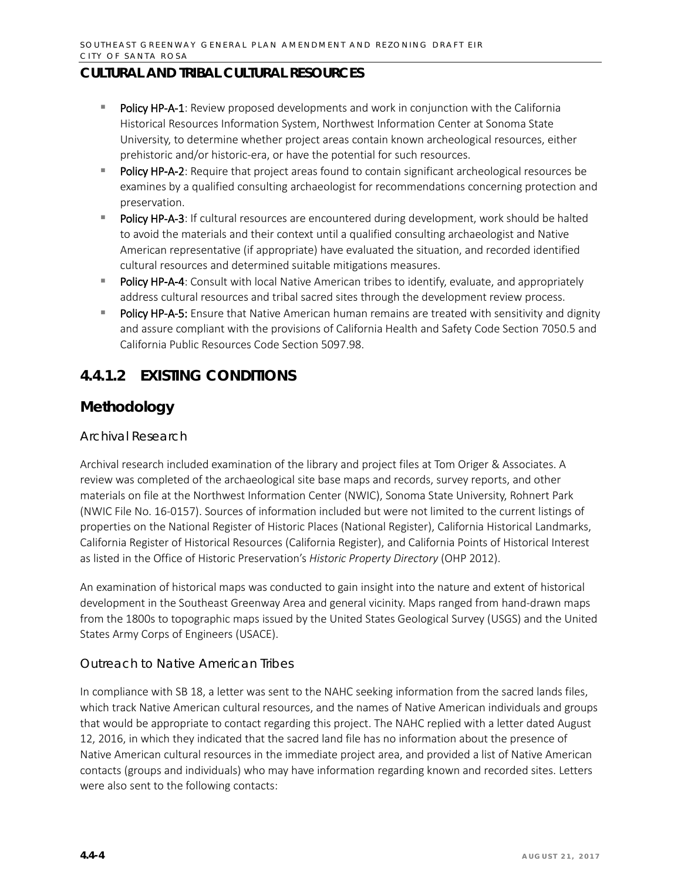## CULTURAL AND TRIBAL CULTURAL RESOURCES

- **Policy HP-A-1**: Review proposed developments and work in conjunction with the California Historical Resources Information System, Northwest Information Center at Sonoma State University, to determine whether project areas contain known archeological resources, either prehistoric and/or historic-era, or have the potential for such resources.
- **Policy HP-A-2**: Require that project areas found to contain significant archeological resources be examines by a qualified consulting archaeologist for recommendations concerning protection and preservation.
- **Policy HP-A-3**: If cultural resources are encountered during development, work should be halted to avoid the materials and their context until a qualified consulting archaeologist and Native American representative (if appropriate) have evaluated the situation, and recorded identified cultural resources and determined suitable mitigations measures.
- **Policy HP-A-4**: Consult with local Native American tribes to identify, evaluate, and appropriately address cultural resources and tribal sacred sites through the development review process.
- **Policy HP-A-5:** Ensure that Native American human remains are treated with sensitivity and dignity and assure compliant with the provisions of California Health and Safety Code Section 7050.5 and California Public Resources Code Section 5097.98.

## 4.4.1.2 EXISTING CONDITIONS

### Methodology

#### Archival Research

Archival research included examination of the library and project files at Tom Origer & Associates. A review was completed of the archaeological site base maps and records, survey reports, and other materials on file at the Northwest Information Center (NWIC), Sonoma State University, Rohnert Park (NWIC File No. 16-0157). Sources of information included but were not limited to the current listings of properties on the National Register of Historic Places (National Register), California Historical Landmarks, California Register of Historical Resources (California Register), and California Points of Historical Interest as listed in the Office of Historic Preservation's *Historic Property Directory* (OHP 2012).

An examination of historical maps was conducted to gain insight into the nature and extent of historical development in the Southeast Greenway Area and general vicinity. Maps ranged from hand-drawn maps from the 1800s to topographic maps issued by the United States Geological Survey (USGS) and the United States Army Corps of Engineers (USACE).

#### Outreach to Native American Tribes

In compliance with SB 18, a letter was sent to the NAHC seeking information from the sacred lands files, which track Native American cultural resources, and the names of Native American individuals and groups that would be appropriate to contact regarding this project. The NAHC replied with a letter dated August 12, 2016, in which they indicated that the sacred land file has no information about the presence of Native American cultural resources in the immediate project area, and provided a list of Native American contacts (groups and individuals) who may have information regarding known and recorded sites. Letters were also sent to the following contacts: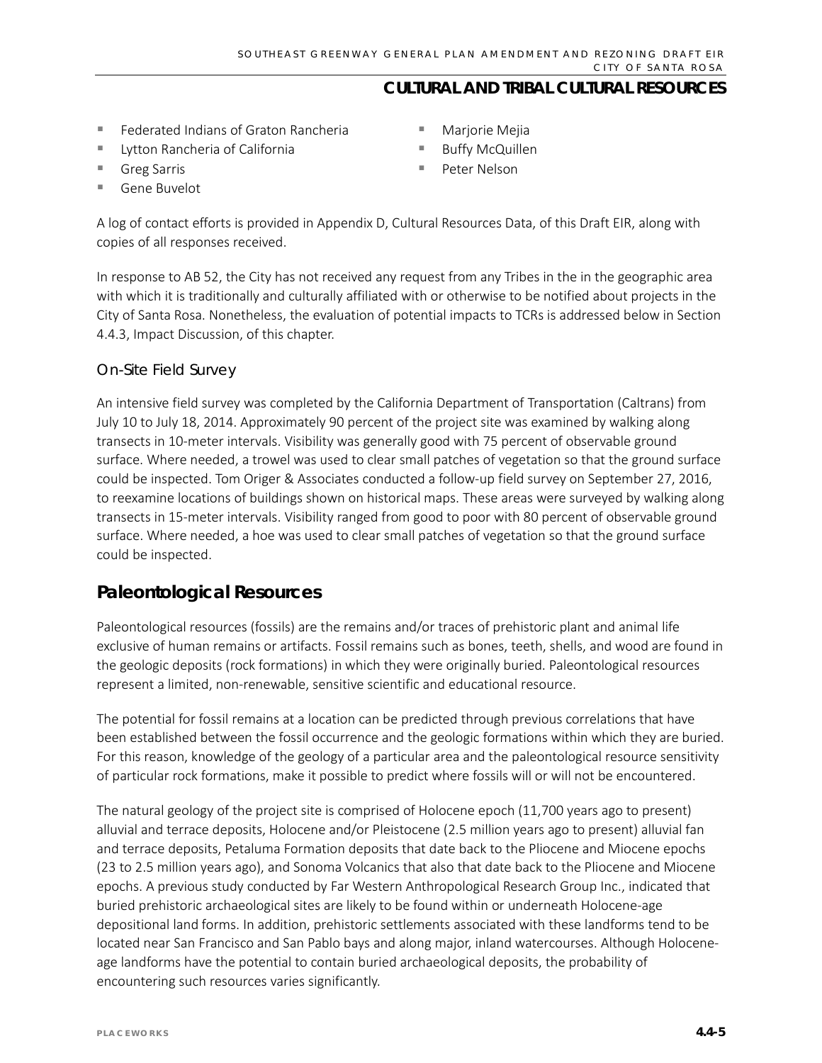- Federated Indians of Graton Rancheria
- Lytton Rancheria of California
- Greg Sarris
- Gene Buvelot
- Marjorie Mejia
- Buffy McQuillen
- Peter Nelson

A log of contact efforts is provided in Appendix D, Cultural Resources Data, of this Draft EIR, along with copies of all responses received.

In response to AB 52, the City has not received any request from any Tribes in the in the geographic area with which it is traditionally and culturally affiliated with or otherwise to be notified about projects in the City of Santa Rosa. Nonetheless, the evaluation of potential impacts to TCRs is addressed below in Section 4.4.3, Impact Discussion, of this chapter.

### On-Site Field Survey

An intensive field survey was completed by the California Department of Transportation (Caltrans) from July 10 to July 18, 2014. Approximately 90 percent of the project site was examined by walking along transects in 10-meter intervals. Visibility was generally good with 75 percent of observable ground surface. Where needed, a trowel was used to clear small patches of vegetation so that the ground surface could be inspected. Tom Origer & Associates conducted a follow-up field survey on September 27, 2016, to reexamine locations of buildings shown on historical maps. These areas were surveyed by walking along transects in 15-meter intervals. Visibility ranged from good to poor with 80 percent of observable ground surface. Where needed, a hoe was used to clear small patches of vegetation so that the ground surface could be inspected.

## Paleontological Resources

Paleontological resources (fossils) are the remains and/or traces of prehistoric plant and animal life exclusive of human remains or artifacts. Fossil remains such as bones, teeth, shells, and wood are found in the geologic deposits (rock formations) in which they were originally buried. Paleontological resources represent a limited, non-renewable, sensitive scientific and educational resource.

The potential for fossil remains at a location can be predicted through previous correlations that have been established between the fossil occurrence and the geologic formations within which they are buried. For this reason, knowledge of the geology of a particular area and the paleontological resource sensitivity of particular rock formations, make it possible to predict where fossils will or will not be encountered.

The natural geology of the project site is comprised of Holocene epoch (11,700 years ago to present) alluvial and terrace deposits, Holocene and/or Pleistocene (2.5 million years ago to present) alluvial fan and terrace deposits, Petaluma Formation deposits that date back to the Pliocene and Miocene epochs (23 to 2.5 million years ago), and Sonoma Volcanics that also that date back to the Pliocene and Miocene epochs. A previous study conducted by Far Western Anthropological Research Group Inc., indicated that buried prehistoric archaeological sites are likely to be found within or underneath Holocene-age depositional land forms. In addition, prehistoric settlements associated with these landforms tend to be located near San Francisco and San Pablo bays and along major, inland watercourses. Although Holocene-age landforms have the potential to contain buried archaeological deposits, the probability of encountering such resources varies significantly.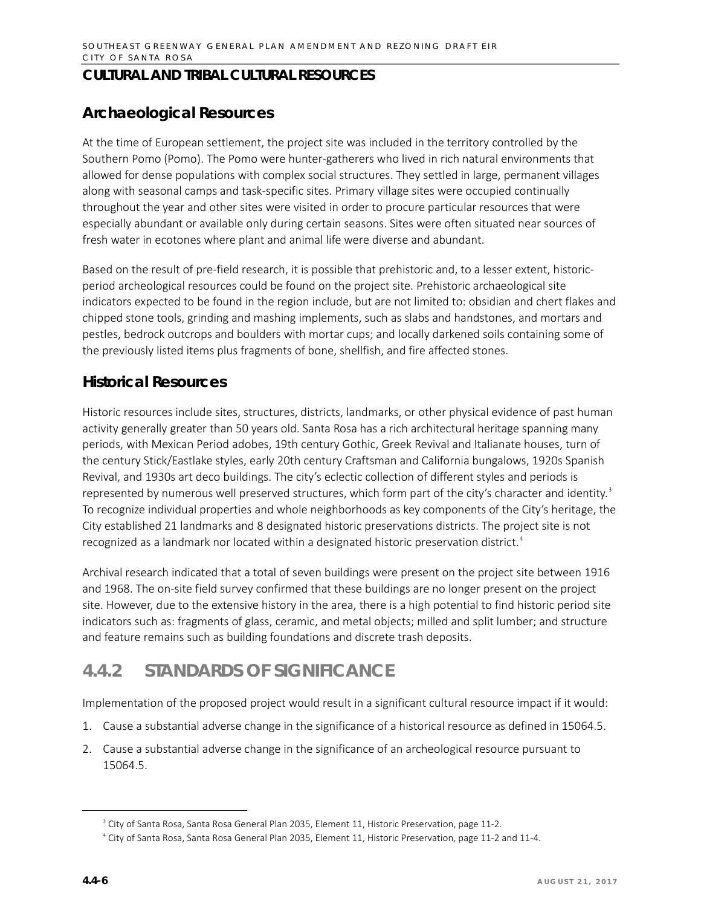## CULTURAL AND TRIBAL CULTURAL RESOURCES

### Archaeological Resources

At the time of European settlement, the project site was included in the territory controlled by the Southern Pomo (Pomo). The Pomo were hunter-gatherers who lived in rich natural environments that allowed for dense populations with complex social structures. They settled in large, permanent villages along with seasonal camps and task-specific sites. Primary village sites were occupied continually throughout the year and other sites were visited in order to procure particular resources that were especially abundant or available only during certain seasons. Sites were often situated near sources of fresh water in ecotones where plant and animal life were diverse and abundant.

Based on the result of pre-field research, it is possible that prehistoric and, to a lesser extent, historic-period archeological resources could be found on the project site. Prehistoric archaeological site indicators expected to be found in the region include, but are not limited to: obsidian and chert flakes and chipped stone tools, grinding and mashing implements, such as slabs and handstones, and mortars and pestles, bedrock outcrops and boulders with mortar cups; and locally darkened soils containing some of the previously listed items plus fragments of bone, shellfish, and fire affected stones.

### Historical Resources

Historic resources include sites, structures, districts, landmarks, or other physical evidence of past human activity generally greater than 50 years old. Santa Rosa has a rich architectural heritage spanning many periods, with Mexican Period adobes, 19th century Gothic, Greek Revival and Italianate houses, turn of the century Stick/Eastlake styles, early 20th century Craftsman and California bungalows, 1920s Spanish Revival, and 1930s art deco buildings. The city's eclectic collection of different styles and periods is represented by numerous well preserved structures, which form part of the city's character and identity.[3] To recognize individual properties and whole neighborhoods as key components of the City's heritage, the City established 21 landmarks and 8 designated historic preservations districts. The project site is not recognized as a landmark nor located within a designated historic preservation district.[4]

Archival research indicated that a total of seven buildings were present on the project site between 1916 and 1968. The on-site field survey confirmed that these buildings are no longer present on the project site. However, due to the extensive history in the area, there is a high potential to find historic period site indicators such as: fragments of glass, ceramic, and metal objects; milled and split lumber; and structure and feature remains such as building foundations and discrete trash deposits.

## 4.4.2 STANDARDS OF SIGNIFICANCE

Implementation of the proposed project would result in a significant cultural resource impact if it would:

1. Cause a substantial adverse change in the significance of a historical resource as defined in 15064.5.
2. Cause a substantial adverse change in the significance of an archeological resource pursuant to 15064.5.

---

[3] City of Santa Rosa, Santa Rosa General Plan 2035, Element 11, Historic Preservation, page 11-2.

[4] City of Santa Rosa, Santa Rosa General Plan 2035, Element 11, Historic Preservation, page 11-2 and 11-4.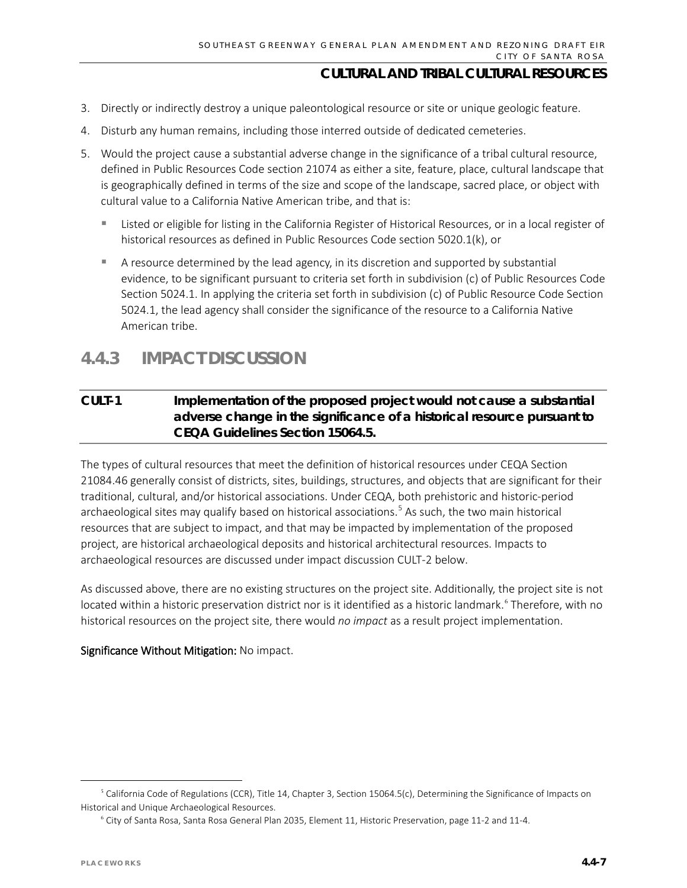3. Directly or indirectly destroy a unique paleontological resource or site or unique geologic feature.
4. Disturb any human remains, including those interred outside of dedicated cemeteries.
5. Would the project cause a substantial adverse change in the significance of a tribal cultural resource, defined in Public Resources Code section 21074 as either a site, feature, place, cultural landscape that is geographically defined in terms of the size and scope of the landscape, sacred place, or object with cultural value to a California Native American tribe, and that is:
   - Listed or eligible for listing in the California Register of Historical Resources, or in a local register of historical resources as defined in Public Resources Code section 5020.1(k), or
   - A resource determined by the lead agency, in its discretion and supported by substantial evidence, to be significant pursuant to criteria set forth in subdivision (c) of Public Resources Code Section 5024.1. In applying the criteria set forth in subdivision (c) of Public Resource Code Section 5024.1, the lead agency shall consider the significance of the resource to a California Native American tribe.

## 4.4.3 IMPACT DISCUSSION

**CULT-1 Implementation of the proposed project would not cause a substantial adverse change in the significance of a historical resource pursuant to CEQA Guidelines Section 15064.5.**

The types of cultural resources that meet the definition of historical resources under CEQA Section 21084.46 generally consist of districts, sites, buildings, structures, and objects that are significant for their traditional, cultural, and/or historical associations. Under CEQA, both prehistoric and historic-period archaeological sites may qualify based on historical associations.[5] As such, the two main historical resources that are subject to impact, and that may be impacted by implementation of the proposed project, are historical archaeological deposits and historical architectural resources. Impacts to archaeological resources are discussed under impact discussion CULT-2 below.

As discussed above, there are no existing structures on the project site. Additionally, the project site is not located within a historic preservation district nor is it identified as a historic landmark.[6] Therefore, with no historical resources on the project site, there would *no impact* as a result project implementation.

Significance Without Mitigation: No impact.

[5] California Code of Regulations (CCR), Title 14, Chapter 3, Section 15064.5(c), Determining the Significance of Impacts on Historical and Unique Archaeological Resources.

[6] City of Santa Rosa, Santa Rosa General Plan 2035, Element 11, Historic Preservation, page 11-2 and 11-4.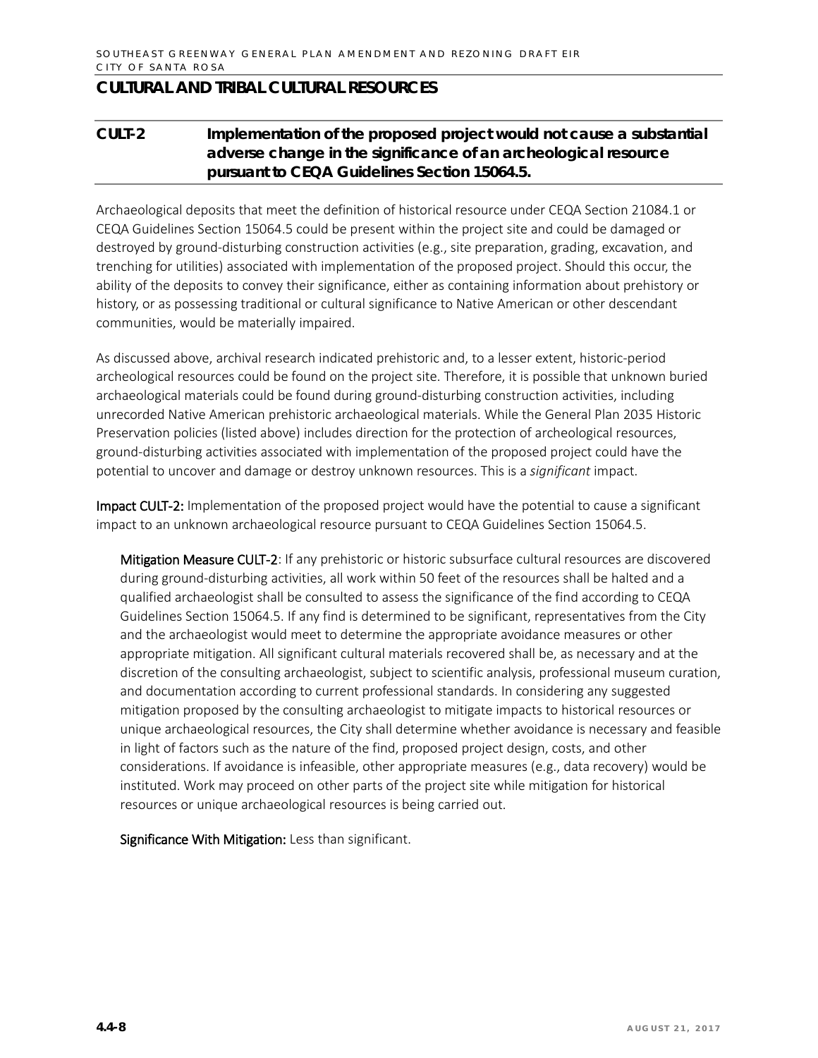## CULTURAL AND TRIBAL CULTURAL RESOURCES

### CULT-2 Implementation of the proposed project would not cause a substantial adverse change in the significance of an archeological resource pursuant to CEQA Guidelines Section 15064.5.

Archaeological deposits that meet the definition of historical resource under CEQA Section 21084.1 or CEQA Guidelines Section 15064.5 could be present within the project site and could be damaged or destroyed by ground-disturbing construction activities (e.g., site preparation, grading, excavation, and trenching for utilities) associated with implementation of the proposed project. Should this occur, the ability of the deposits to convey their significance, either as containing information about prehistory or history, or as possessing traditional or cultural significance to Native American or other descendant communities, would be materially impaired.

As discussed above, archival research indicated prehistoric and, to a lesser extent, historic-period archeological resources could be found on the project site. Therefore, it is possible that unknown buried archaeological materials could be found during ground-disturbing construction activities, including unrecorded Native American prehistoric archaeological materials. While the General Plan 2035 Historic Preservation policies (listed above) includes direction for the protection of archeological resources, ground-disturbing activities associated with implementation of the proposed project could have the potential to uncover and damage or destroy unknown resources. This is a *significant* impact.

**Impact CULT-2:** Implementation of the proposed project would have the potential to cause a significant impact to an unknown archaeological resource pursuant to CEQA Guidelines Section 15064.5.

**Mitigation Measure CULT-2**: If any prehistoric or historic subsurface cultural resources are discovered during ground-disturbing activities, all work within 50 feet of the resources shall be halted and a qualified archaeologist shall be consulted to assess the significance of the find according to CEQA Guidelines Section 15064.5. If any find is determined to be significant, representatives from the City and the archaeologist would meet to determine the appropriate avoidance measures or other appropriate mitigation. All significant cultural materials recovered shall be, as necessary and at the discretion of the consulting archaeologist, subject to scientific analysis, professional museum curation, and documentation according to current professional standards. In considering any suggested mitigation proposed by the consulting archaeologist to mitigate impacts to historical resources or unique archaeological resources, the City shall determine whether avoidance is necessary and feasible in light of factors such as the nature of the find, proposed project design, costs, and other considerations. If avoidance is infeasible, other appropriate measures (e.g., data recovery) would be instituted. Work may proceed on other parts of the project site while mitigation for historical resources or unique archaeological resources is being carried out.

**Significance With Mitigation:** Less than significant.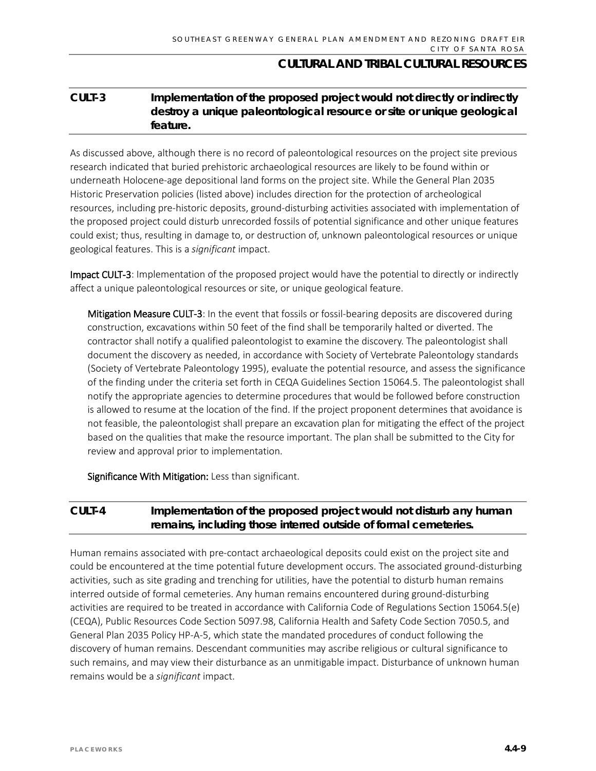## CULT-3 Implementation of the proposed project would not directly or indirectly destroy a unique paleontological resource or site or unique geological feature.

As discussed above, although there is no record of paleontological resources on the project site previous research indicated that buried prehistoric archaeological resources are likely to be found within or underneath Holocene-age depositional land forms on the project site. While the General Plan 2035 Historic Preservation policies (listed above) includes direction for the protection of archeological resources, including pre-historic deposits, ground-disturbing activities associated with implementation of the proposed project could disturb unrecorded fossils of potential significance and other unique features could exist; thus, resulting in damage to, or destruction of, unknown paleontological resources or unique geological features. This is a *significant* impact.

**Impact CULT-3**: Implementation of the proposed project would have the potential to directly or indirectly affect a unique paleontological resources or site, or unique geological feature.

**Mitigation Measure CULT-3**: In the event that fossils or fossil-bearing deposits are discovered during construction, excavations within 50 feet of the find shall be temporarily halted or diverted. The contractor shall notify a qualified paleontologist to examine the discovery. The paleontologist shall document the discovery as needed, in accordance with Society of Vertebrate Paleontology standards (Society of Vertebrate Paleontology 1995), evaluate the potential resource, and assess the significance of the finding under the criteria set forth in CEQA Guidelines Section 15064.5. The paleontologist shall notify the appropriate agencies to determine procedures that would be followed before construction is allowed to resume at the location of the find. If the project proponent determines that avoidance is not feasible, the paleontologist shall prepare an excavation plan for mitigating the effect of the project based on the qualities that make the resource important. The plan shall be submitted to the City for review and approval prior to implementation.

**Significance With Mitigation:** Less than significant.

## CULT-4 Implementation of the proposed project would not disturb any human remains, including those interred outside of formal cemeteries.

Human remains associated with pre-contact archaeological deposits could exist on the project site and could be encountered at the time potential future development occurs. The associated ground-disturbing activities, such as site grading and trenching for utilities, have the potential to disturb human remains interred outside of formal cemeteries. Any human remains encountered during ground-disturbing activities are required to be treated in accordance with California Code of Regulations Section 15064.5(e) (CEQA), Public Resources Code Section 5097.98, California Health and Safety Code Section 7050.5, and General Plan 2035 Policy HP-A-5, which state the mandated procedures of conduct following the discovery of human remains. Descendant communities may ascribe religious or cultural significance to such remains, and may view their disturbance as an unmitigable impact. Disturbance of unknown human remains would be a *significant* impact.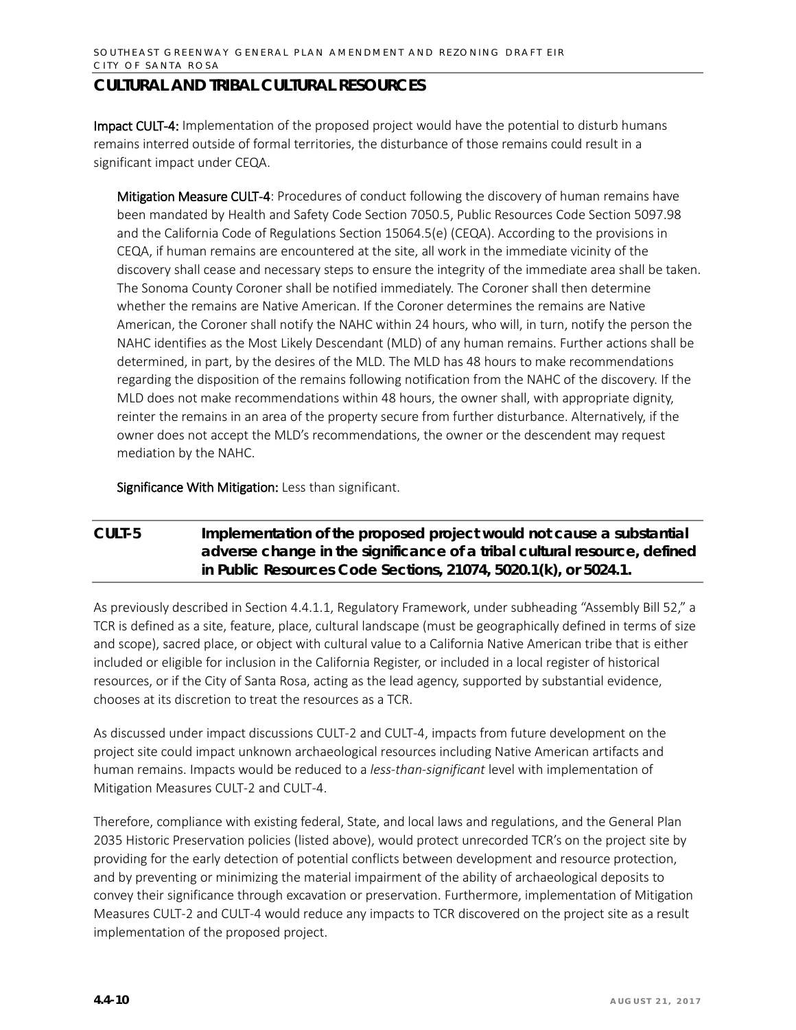# CULTURAL AND TRIBAL CULTURAL RESOURCES

**Impact CULT-4:** Implementation of the proposed project would have the potential to disturb humans remains interred outside of formal territories, the disturbance of those remains could result in a significant impact under CEQA.

> **Mitigation Measure CULT-4**: Procedures of conduct following the discovery of human remains have been mandated by Health and Safety Code Section 7050.5, Public Resources Code Section 5097.98 and the California Code of Regulations Section 15064.5(e) (CEQA). According to the provisions in CEQA, if human remains are encountered at the site, all work in the immediate vicinity of the discovery shall cease and necessary steps to ensure the integrity of the immediate area shall be taken. The Sonoma County Coroner shall be notified immediately. The Coroner shall then determine whether the remains are Native American. If the Coroner determines the remains are Native American, the Coroner shall notify the NAHC within 24 hours, who will, in turn, notify the person the NAHC identifies as the Most Likely Descendant (MLD) of any human remains. Further actions shall be determined, in part, by the desires of the MLD. The MLD has 48 hours to make recommendations regarding the disposition of the remains following notification from the NAHC of the discovery. If the MLD does not make recommendations within 48 hours, the owner shall, with appropriate dignity, reinter the remains in an area of the property secure from further disturbance. Alternatively, if the owner does not accept the MLD's recommendations, the owner or the descendent may request mediation by the NAHC.
>
> **Significance With Mitigation:** Less than significant.

## CULT-5 Implementation of the proposed project would not cause a substantial adverse change in the significance of a tribal cultural resource, defined in Public Resources Code Sections, 21074, 5020.1(k), or 5024.1.

As previously described in Section 4.4.1.1, Regulatory Framework, under subheading "Assembly Bill 52," a TCR is defined as a site, feature, place, cultural landscape (must be geographically defined in terms of size and scope), sacred place, or object with cultural value to a California Native American tribe that is either included or eligible for inclusion in the California Register, or included in a local register of historical resources, or if the City of Santa Rosa, acting as the lead agency, supported by substantial evidence, chooses at its discretion to treat the resources as a TCR.

As discussed under impact discussions CULT-2 and CULT-4, impacts from future development on the project site could impact unknown archaeological resources including Native American artifacts and human remains. Impacts would be reduced to a *less-than-significant* level with implementation of Mitigation Measures CULT-2 and CULT-4.

Therefore, compliance with existing federal, State, and local laws and regulations, and the General Plan 2035 Historic Preservation policies (listed above), would protect unrecorded TCR's on the project site by providing for the early detection of potential conflicts between development and resource protection, and by preventing or minimizing the material impairment of the ability of archaeological deposits to convey their significance through excavation or preservation. Furthermore, implementation of Mitigation Measures CULT-2 and CULT-4 would reduce any impacts to TCR discovered on the project site as a result implementation of the proposed project.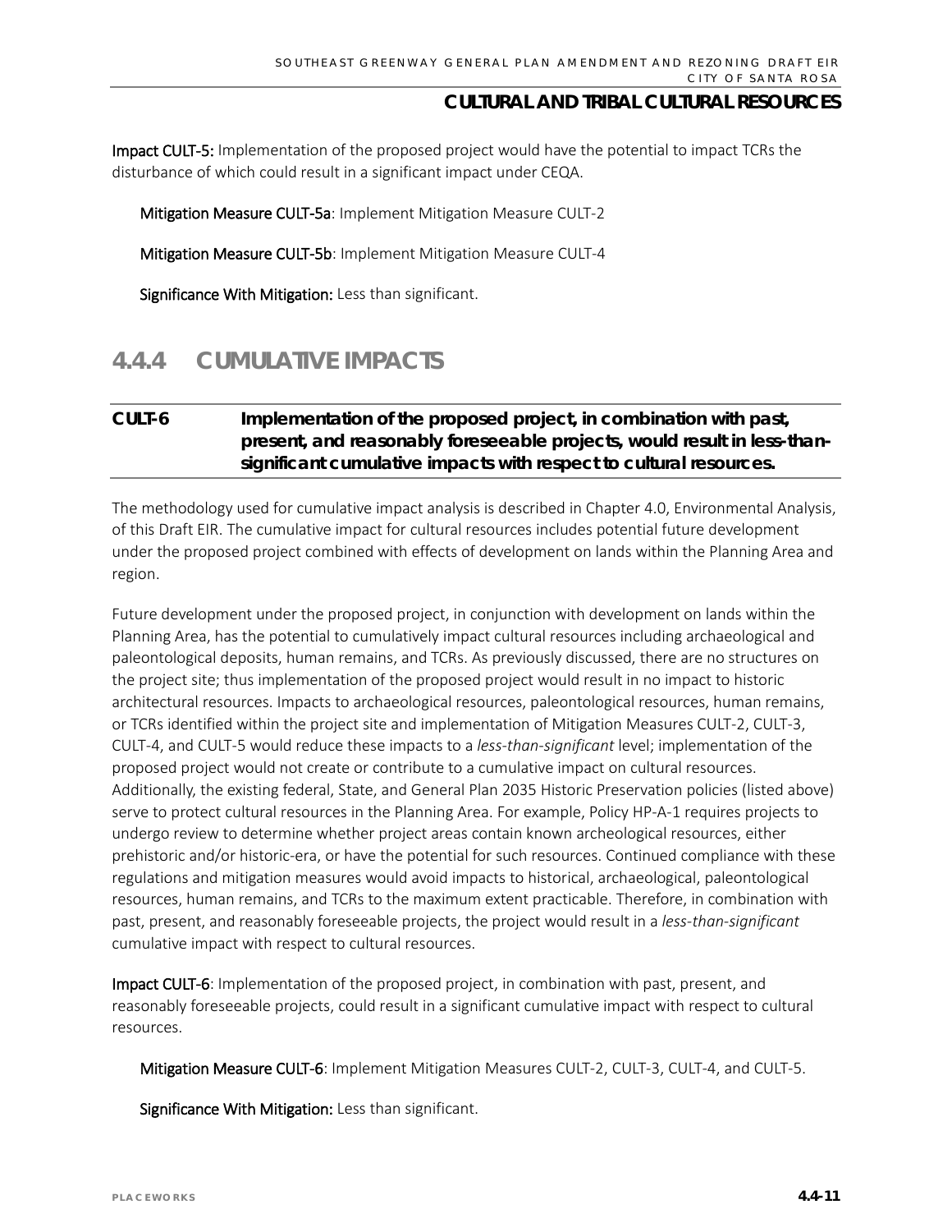**Impact CULT-5:** Implementation of the proposed project would have the potential to impact TCRs the disturbance of which could result in a significant impact under CEQA.

**Mitigation Measure CULT-5a**: Implement Mitigation Measure CULT-2

**Mitigation Measure CULT-5b**: Implement Mitigation Measure CULT-4

**Significance With Mitigation:** Less than significant.

## 4.4.4 CUMULATIVE IMPACTS

**CULT-6 Implementation of the proposed project, in combination with past, present, and reasonably foreseeable projects, would result in less-than-significant cumulative impacts with respect to cultural resources.**

The methodology used for cumulative impact analysis is described in Chapter 4.0, Environmental Analysis, of this Draft EIR. The cumulative impact for cultural resources includes potential future development under the proposed project combined with effects of development on lands within the Planning Area and region.

Future development under the proposed project, in conjunction with development on lands within the Planning Area, has the potential to cumulatively impact cultural resources including archaeological and paleontological deposits, human remains, and TCRs. As previously discussed, there are no structures on the project site; thus implementation of the proposed project would result in no impact to historic architectural resources. Impacts to archaeological resources, paleontological resources, human remains, or TCRs identified within the project site and implementation of Mitigation Measures CULT-2, CULT-3, CULT-4, and CULT-5 would reduce these impacts to a *less-than-significant* level; implementation of the proposed project would not create or contribute to a cumulative impact on cultural resources. Additionally, the existing federal, State, and General Plan 2035 Historic Preservation policies (listed above) serve to protect cultural resources in the Planning Area. For example, Policy HP-A-1 requires projects to undergo review to determine whether project areas contain known archeological resources, either prehistoric and/or historic-era, or have the potential for such resources. Continued compliance with these regulations and mitigation measures would avoid impacts to historical, archaeological, paleontological resources, human remains, and TCRs to the maximum extent practicable. Therefore, in combination with past, present, and reasonably foreseeable projects, the project would result in a *less-than-significant* cumulative impact with respect to cultural resources.

**Impact CULT-6**: Implementation of the proposed project, in combination with past, present, and reasonably foreseeable projects, could result in a significant cumulative impact with respect to cultural resources.

**Mitigation Measure CULT-6**: Implement Mitigation Measures CULT-2, CULT-3, CULT-4, and CULT-5.

**Significance With Mitigation:** Less than significant.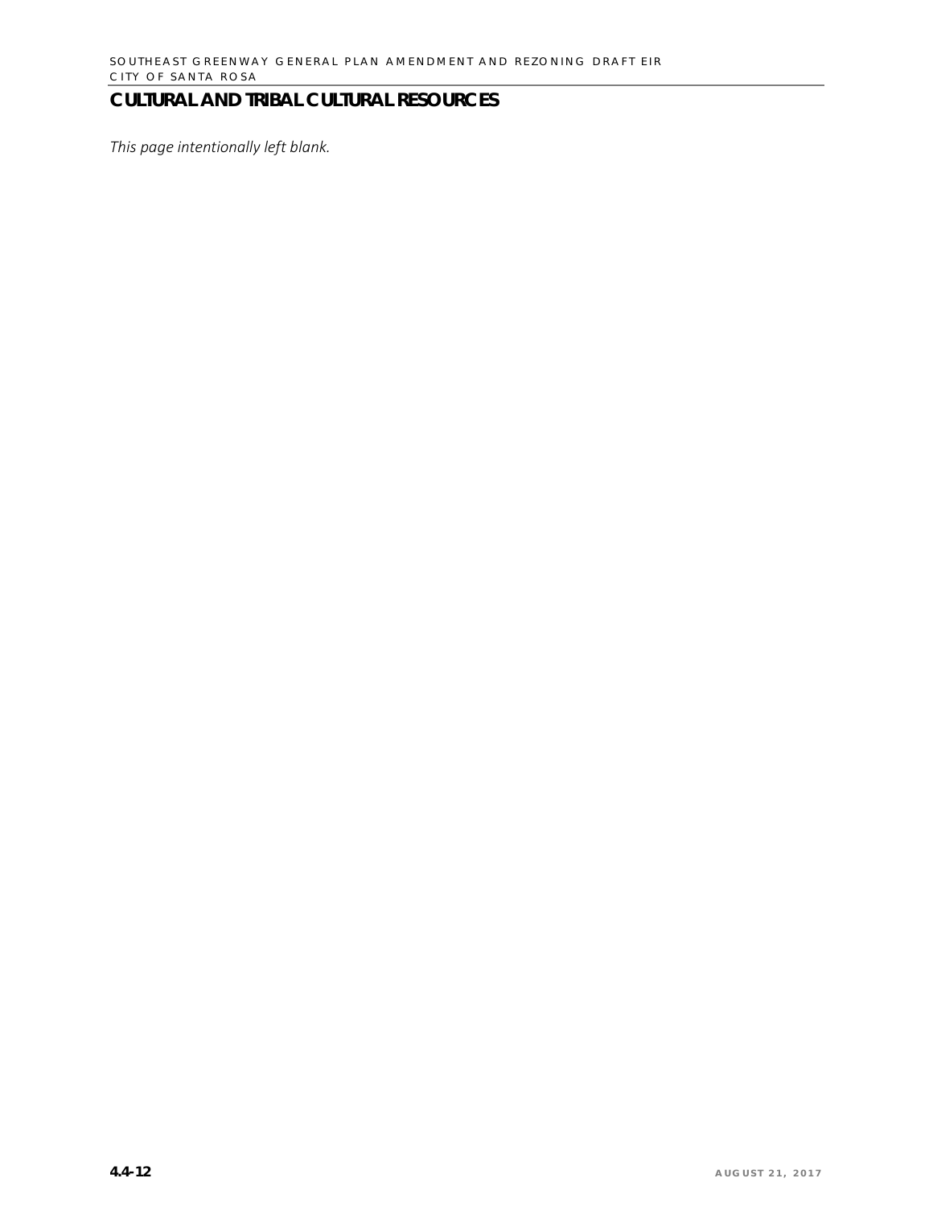# CULTURAL AND TRIBAL CULTURAL RESOURCES

*This page intentionally left blank.*